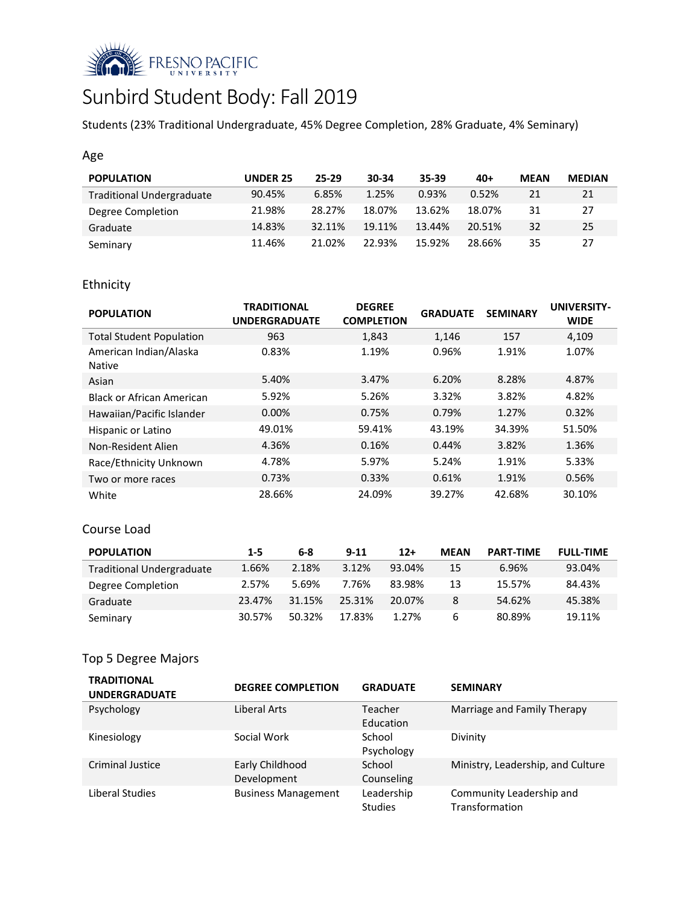# Sunbird Student Body: Fall 2019

Students (23% Traditional Undergraduate, 45% Degree Completion, 28% Graduate, 4% Seminary)

## Age

| POPULATION | UNDER 25 | 25-29 | 30-34 | 35-39 | 40+ | MEAN | MEDIAN |
|---|---|---|---|---|---|---|---|
| Traditional Undergraduate | 90.45% | 6.85% | 1.25% | 0.93% | 0.52% | 21 | 21 |
| Degree Completion | 21.98% | 28.27% | 18.07% | 13.62% | 18.07% | 31 | 27 |
| Graduate | 14.83% | 32.11% | 19.11% | 13.44% | 20.51% | 32 | 25 |
| Seminary | 11.46% | 21.02% | 22.93% | 15.92% | 28.66% | 35 | 27 |

## Ethnicity

| POPULATION | TRADITIONAL UNDERGRADUATE | DEGREE COMPLETION | GRADUATE | SEMINARY | UNIVERSITY-WIDE |
|---|---|---|---|---|---|
| Total Student Population | 963 | 1,843 | 1,146 | 157 | 4,109 |
| American Indian/Alaska Native | 0.83% | 1.19% | 0.96% | 1.91% | 1.07% |
| Asian | 5.40% | 3.47% | 6.20% | 8.28% | 4.87% |
| Black or African American | 5.92% | 5.26% | 3.32% | 3.82% | 4.82% |
| Hawaiian/Pacific Islander | 0.00% | 0.75% | 0.79% | 1.27% | 0.32% |
| Hispanic or Latino | 49.01% | 59.41% | 43.19% | 34.39% | 51.50% |
| Non-Resident Alien | 4.36% | 0.16% | 0.44% | 3.82% | 1.36% |
| Race/Ethnicity Unknown | 4.78% | 5.97% | 5.24% | 1.91% | 5.33% |
| Two or more races | 0.73% | 0.33% | 0.61% | 1.91% | 0.56% |
| White | 28.66% | 24.09% | 39.27% | 42.68% | 30.10% |

## Course Load

| POPULATION | 1-5 | 6-8 | 9-11 | 12+ | MEAN | PART-TIME | FULL-TIME |
|---|---|---|---|---|---|---|---|
| Traditional Undergraduate | 1.66% | 2.18% | 3.12% | 93.04% | 15 | 6.96% | 93.04% |
| Degree Completion | 2.57% | 5.69% | 7.76% | 83.98% | 13 | 15.57% | 84.43% |
| Graduate | 23.47% | 31.15% | 25.31% | 20.07% | 8 | 54.62% | 45.38% |
| Seminary | 30.57% | 50.32% | 17.83% | 1.27% | 6 | 80.89% | 19.11% |

## Top 5 Degree Majors

| TRADITIONAL UNDERGRADUATE | DEGREE COMPLETION | GRADUATE | SEMINARY |
|---|---|---|---|
| Psychology | Liberal Arts | Teacher Education | Marriage and Family Therapy |
| Kinesiology | Social Work | School Psychology | Divinity |
| Criminal Justice | Early Childhood Development | School Counseling | Ministry, Leadership, and Culture |
| Liberal Studies | Business Management | Leadership Studies | Community Leadership and Transformation |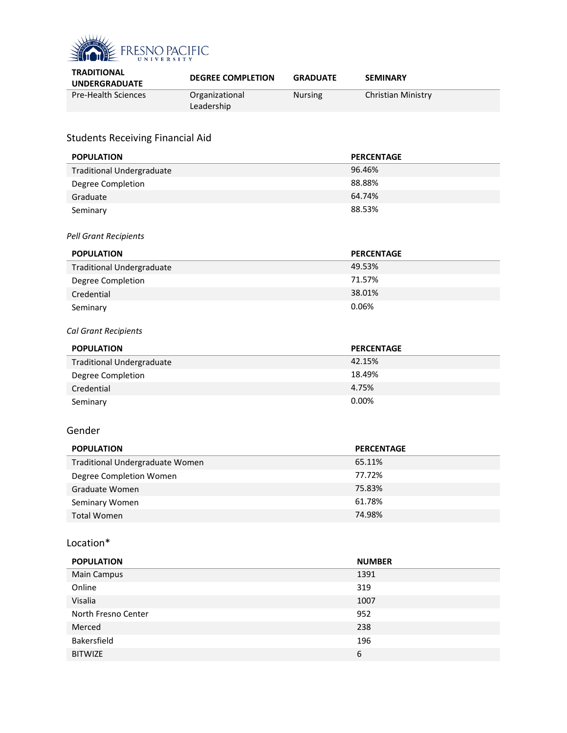| TRADITIONAL UNDERGRADUATE | DEGREE COMPLETION | GRADUATE | SEMINARY |
|---|---|---|---|
| Pre-Health Sciences | Organizational Leadership | Nursing | Christian Ministry |

## Students Receiving Financial Aid

| POPULATION | PERCENTAGE |
|---|---|
| Traditional Undergraduate | 96.46% |
| Degree Completion | 88.88% |
| Graduate | 64.74% |
| Seminary | 88.53% |

### *Pell Grant Recipients*

| POPULATION | PERCENTAGE |
|---|---|
| Traditional Undergraduate | 49.53% |
| Degree Completion | 71.57% |
| Credential | 38.01% |
| Seminary | 0.06% |

### *Cal Grant Recipients*

| POPULATION | PERCENTAGE |
|---|---|
| Traditional Undergraduate | 42.15% |
| Degree Completion | 18.49% |
| Credential | 4.75% |
| Seminary | 0.00% |

## Gender

| POPULATION | PERCENTAGE |
|---|---|
| Traditional Undergraduate Women | 65.11% |
| Degree Completion Women | 77.72% |
| Graduate Women | 75.83% |
| Seminary Women | 61.78% |
| Total Women | 74.98% |

## Location*

| POPULATION | NUMBER |
|---|---|
| Main Campus | 1391 |
| Online | 319 |
| Visalia | 1007 |
| North Fresno Center | 952 |
| Merced | 238 |
| Bakersfield | 196 |
| BITWIZE | 6 |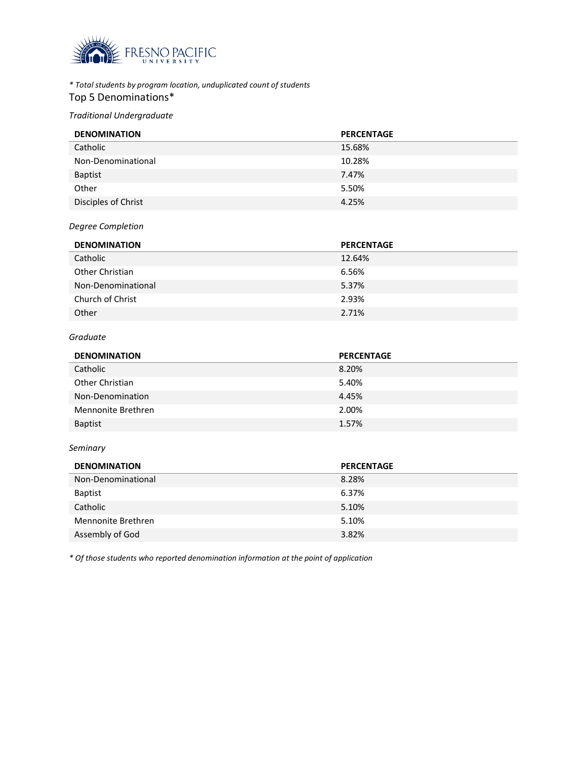*\* Total students by program location, unduplicated count of students*

## Top 5 Denominations*

*Traditional Undergraduate*

| DENOMINATION | PERCENTAGE |
|---|---|
| Catholic | 15.68% |
| Non-Denominational | 10.28% |
| Baptist | 7.47% |
| Other | 5.50% |
| Disciples of Christ | 4.25% |

*Degree Completion*

| DENOMINATION | PERCENTAGE |
|---|---|
| Catholic | 12.64% |
| Other Christian | 6.56% |
| Non-Denominational | 5.37% |
| Church of Christ | 2.93% |
| Other | 2.71% |

*Graduate*

| DENOMINATION | PERCENTAGE |
|---|---|
| Catholic | 8.20% |
| Other Christian | 5.40% |
| Non-Denomination | 4.45% |
| Mennonite Brethren | 2.00% |
| Baptist | 1.57% |

*Seminary*

| DENOMINATION | PERCENTAGE |
|---|---|
| Non-Denominational | 8.28% |
| Baptist | 6.37% |
| Catholic | 5.10% |
| Mennonite Brethren | 5.10% |
| Assembly of God | 3.82% |

*\* Of those students who reported denomination information at the point of application*